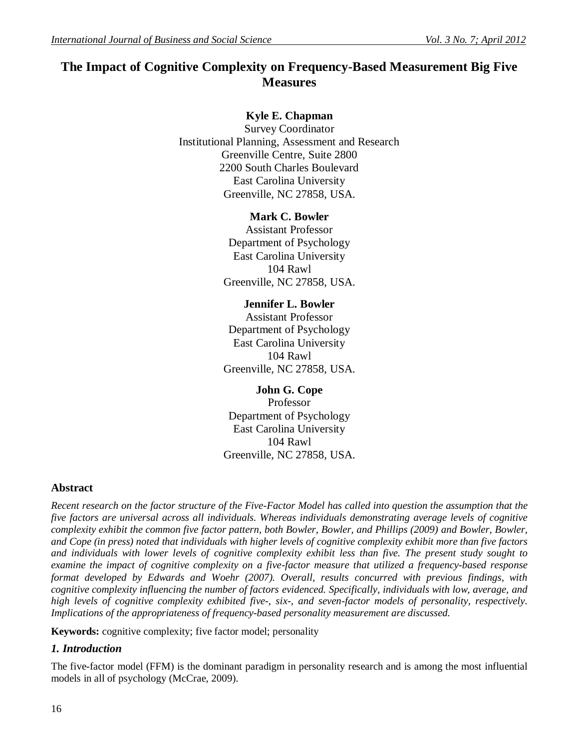# The Impact of Cognitive Complexity on Frequency-Based Measurement Big Five Measures

**Kyle E. Chapman**
Survey Coordinator
Institutional Planning, Assessment and Research
Greenville Centre, Suite 2800
2200 South Charles Boulevard
East Carolina University
Greenville, NC 27858, USA.

**Mark C. Bowler**
Assistant Professor
Department of Psychology
East Carolina University
104 Rawl
Greenville, NC 27858, USA.

**Jennifer L. Bowler**
Assistant Professor
Department of Psychology
East Carolina University
104 Rawl
Greenville, NC 27858, USA.

**John G. Cope**
Professor
Department of Psychology
East Carolina University
104 Rawl
Greenville, NC 27858, USA.

## Abstract

*Recent research on the factor structure of the Five-Factor Model has called into question the assumption that the five factors are universal across all individuals. Whereas individuals demonstrating average levels of cognitive complexity exhibit the common five factor pattern, both Bowler, Bowler, and Phillips (2009) and Bowler, Bowler, and Cope (in press) noted that individuals with higher levels of cognitive complexity exhibit more than five factors and individuals with lower levels of cognitive complexity exhibit less than five. The present study sought to examine the impact of cognitive complexity on a five-factor measure that utilized a frequency-based response format developed by Edwards and Woehr (2007). Overall, results concurred with previous findings, with cognitive complexity influencing the number of factors evidenced. Specifically, individuals with low, average, and high levels of cognitive complexity exhibited five-, six-, and seven-factor models of personality, respectively. Implications of the appropriateness of frequency-based personality measurement are discussed.*

**Keywords:** cognitive complexity; five factor model; personality

## *1. Introduction*

The five-factor model (FFM) is the dominant paradigm in personality research and is among the most influential models in all of psychology (McCrae, 2009).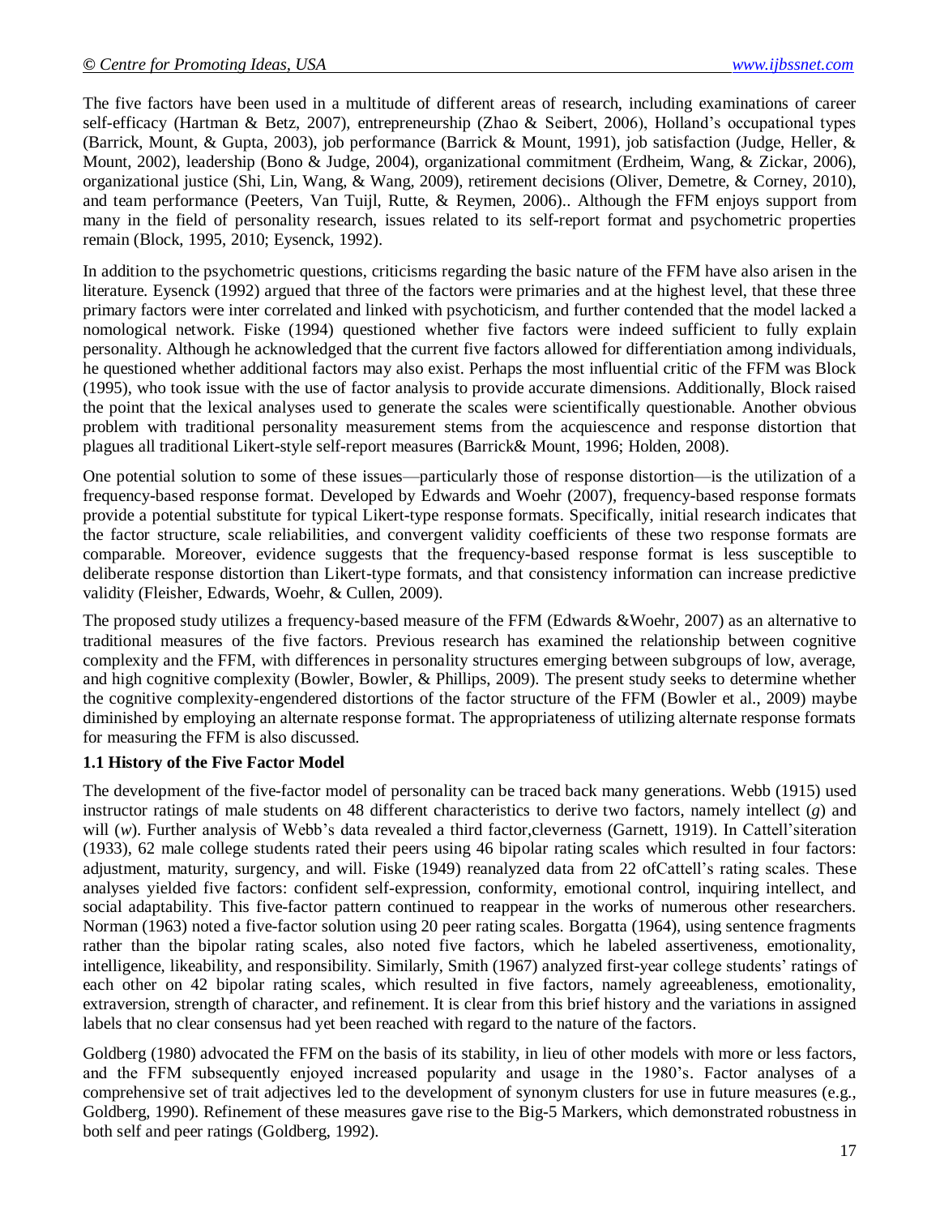The five factors have been used in a multitude of different areas of research, including examinations of career self-efficacy (Hartman & Betz, 2007), entrepreneurship (Zhao & Seibert, 2006), Holland's occupational types (Barrick, Mount, & Gupta, 2003), job performance (Barrick & Mount, 1991), job satisfaction (Judge, Heller, & Mount, 2002), leadership (Bono & Judge, 2004), organizational commitment (Erdheim, Wang, & Zickar, 2006), organizational justice (Shi, Lin, Wang, & Wang, 2009), retirement decisions (Oliver, Demetre, & Corney, 2010), and team performance (Peeters, Van Tuijl, Rutte, & Reymen, 2006).. Although the FFM enjoys support from many in the field of personality research, issues related to its self-report format and psychometric properties remain (Block, 1995, 2010; Eysenck, 1992).

In addition to the psychometric questions, criticisms regarding the basic nature of the FFM have also arisen in the literature. Eysenck (1992) argued that three of the factors were primaries and at the highest level, that these three primary factors were inter correlated and linked with psychoticism, and further contended that the model lacked a nomological network. Fiske (1994) questioned whether five factors were indeed sufficient to fully explain personality. Although he acknowledged that the current five factors allowed for differentiation among individuals, he questioned whether additional factors may also exist. Perhaps the most influential critic of the FFM was Block (1995), who took issue with the use of factor analysis to provide accurate dimensions. Additionally, Block raised the point that the lexical analyses used to generate the scales were scientifically questionable. Another obvious problem with traditional personality measurement stems from the acquiescence and response distortion that plagues all traditional Likert-style self-report measures (Barrick& Mount, 1996; Holden, 2008).

One potential solution to some of these issues—particularly those of response distortion—is the utilization of a frequency-based response format. Developed by Edwards and Woehr (2007), frequency-based response formats provide a potential substitute for typical Likert-type response formats. Specifically, initial research indicates that the factor structure, scale reliabilities, and convergent validity coefficients of these two response formats are comparable. Moreover, evidence suggests that the frequency-based response format is less susceptible to deliberate response distortion than Likert-type formats, and that consistency information can increase predictive validity (Fleisher, Edwards, Woehr, & Cullen, 2009).

The proposed study utilizes a frequency-based measure of the FFM (Edwards &Woehr, 2007) as an alternative to traditional measures of the five factors. Previous research has examined the relationship between cognitive complexity and the FFM, with differences in personality structures emerging between subgroups of low, average, and high cognitive complexity (Bowler, Bowler, & Phillips, 2009). The present study seeks to determine whether the cognitive complexity-engendered distortions of the factor structure of the FFM (Bowler et al., 2009) maybe diminished by employing an alternate response format. The appropriateness of utilizing alternate response formats for measuring the FFM is also discussed.

## 1.1 History of the Five Factor Model

The development of the five-factor model of personality can be traced back many generations. Webb (1915) used instructor ratings of male students on 48 different characteristics to derive two factors, namely intellect (*g*) and will (*w*). Further analysis of Webb's data revealed a third factor,cleverness (Garnett, 1919). In Cattell'siteration (1933), 62 male college students rated their peers using 46 bipolar rating scales which resulted in four factors: adjustment, maturity, surgency, and will. Fiske (1949) reanalyzed data from 22 ofCattell's rating scales. These analyses yielded five factors: confident self-expression, conformity, emotional control, inquiring intellect, and social adaptability. This five-factor pattern continued to reappear in the works of numerous other researchers. Norman (1963) noted a five-factor solution using 20 peer rating scales. Borgatta (1964), using sentence fragments rather than the bipolar rating scales, also noted five factors, which he labeled assertiveness, emotionality, intelligence, likeability, and responsibility. Similarly, Smith (1967) analyzed first-year college students' ratings of each other on 42 bipolar rating scales, which resulted in five factors, namely agreeableness, emotionality, extraversion, strength of character, and refinement. It is clear from this brief history and the variations in assigned labels that no clear consensus had yet been reached with regard to the nature of the factors.

Goldberg (1980) advocated the FFM on the basis of its stability, in lieu of other models with more or less factors, and the FFM subsequently enjoyed increased popularity and usage in the 1980's. Factor analyses of a comprehensive set of trait adjectives led to the development of synonym clusters for use in future measures (e.g., Goldberg, 1990). Refinement of these measures gave rise to the Big-5 Markers, which demonstrated robustness in both self and peer ratings (Goldberg, 1992).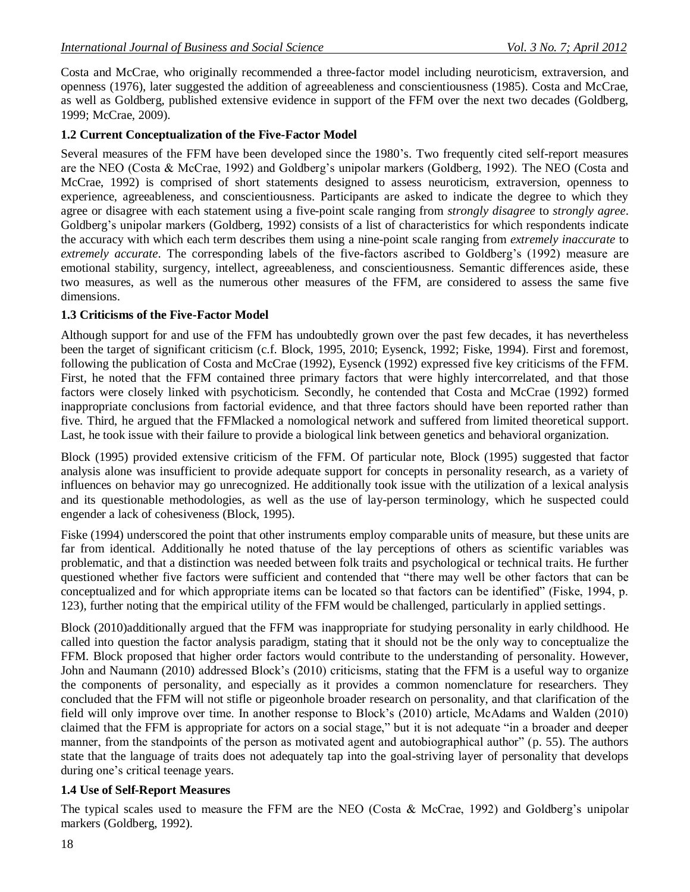Costa and McCrae, who originally recommended a three-factor model including neuroticism, extraversion, and openness (1976), later suggested the addition of agreeableness and conscientiousness (1985). Costa and McCrae, as well as Goldberg, published extensive evidence in support of the FFM over the next two decades (Goldberg, 1999; McCrae, 2009).

### 1.2 Current Conceptualization of the Five-Factor Model

Several measures of the FFM have been developed since the 1980's. Two frequently cited self-report measures are the NEO (Costa & McCrae, 1992) and Goldberg's unipolar markers (Goldberg, 1992). The NEO (Costa and McCrae, 1992) is comprised of short statements designed to assess neuroticism, extraversion, openness to experience, agreeableness, and conscientiousness. Participants are asked to indicate the degree to which they agree or disagree with each statement using a five-point scale ranging from *strongly disagree* to *strongly agree*. Goldberg's unipolar markers (Goldberg, 1992) consists of a list of characteristics for which respondents indicate the accuracy with which each term describes them using a nine-point scale ranging from *extremely inaccurate* to *extremely accurate*. The corresponding labels of the five-factors ascribed to Goldberg's (1992) measure are emotional stability, surgency, intellect, agreeableness, and conscientiousness. Semantic differences aside, these two measures, as well as the numerous other measures of the FFM, are considered to assess the same five dimensions.

### 1.3 Criticisms of the Five-Factor Model

Although support for and use of the FFM has undoubtedly grown over the past few decades, it has nevertheless been the target of significant criticism (c.f. Block, 1995, 2010; Eysenck, 1992; Fiske, 1994). First and foremost, following the publication of Costa and McCrae (1992), Eysenck (1992) expressed five key criticisms of the FFM. First, he noted that the FFM contained three primary factors that were highly intercorrelated, and that those factors were closely linked with psychoticism. Secondly, he contended that Costa and McCrae (1992) formed inappropriate conclusions from factorial evidence, and that three factors should have been reported rather than five. Third, he argued that the FFMlacked a nomological network and suffered from limited theoretical support. Last, he took issue with their failure to provide a biological link between genetics and behavioral organization.

Block (1995) provided extensive criticism of the FFM. Of particular note, Block (1995) suggested that factor analysis alone was insufficient to provide adequate support for concepts in personality research, as a variety of influences on behavior may go unrecognized. He additionally took issue with the utilization of a lexical analysis and its questionable methodologies, as well as the use of lay-person terminology, which he suspected could engender a lack of cohesiveness (Block, 1995).

Fiske (1994) underscored the point that other instruments employ comparable units of measure, but these units are far from identical. Additionally he noted thatuse of the lay perceptions of others as scientific variables was problematic, and that a distinction was needed between folk traits and psychological or technical traits. He further questioned whether five factors were sufficient and contended that "there may well be other factors that can be conceptualized and for which appropriate items can be located so that factors can be identified" (Fiske, 1994, p. 123), further noting that the empirical utility of the FFM would be challenged, particularly in applied settings.

Block (2010)additionally argued that the FFM was inappropriate for studying personality in early childhood. He called into question the factor analysis paradigm, stating that it should not be the only way to conceptualize the FFM. Block proposed that higher order factors would contribute to the understanding of personality. However, John and Naumann (2010) addressed Block's (2010) criticisms, stating that the FFM is a useful way to organize the components of personality, and especially as it provides a common nomenclature for researchers. They concluded that the FFM will not stifle or pigeonhole broader research on personality, and that clarification of the field will only improve over time. In another response to Block's (2010) article, McAdams and Walden (2010) claimed that the FFM is appropriate for actors on a social stage," but it is not adequate "in a broader and deeper manner, from the standpoints of the person as motivated agent and autobiographical author" (p. 55). The authors state that the language of traits does not adequately tap into the goal-striving layer of personality that develops during one's critical teenage years.

### 1.4 Use of Self-Report Measures

The typical scales used to measure the FFM are the NEO (Costa & McCrae, 1992) and Goldberg's unipolar markers (Goldberg, 1992).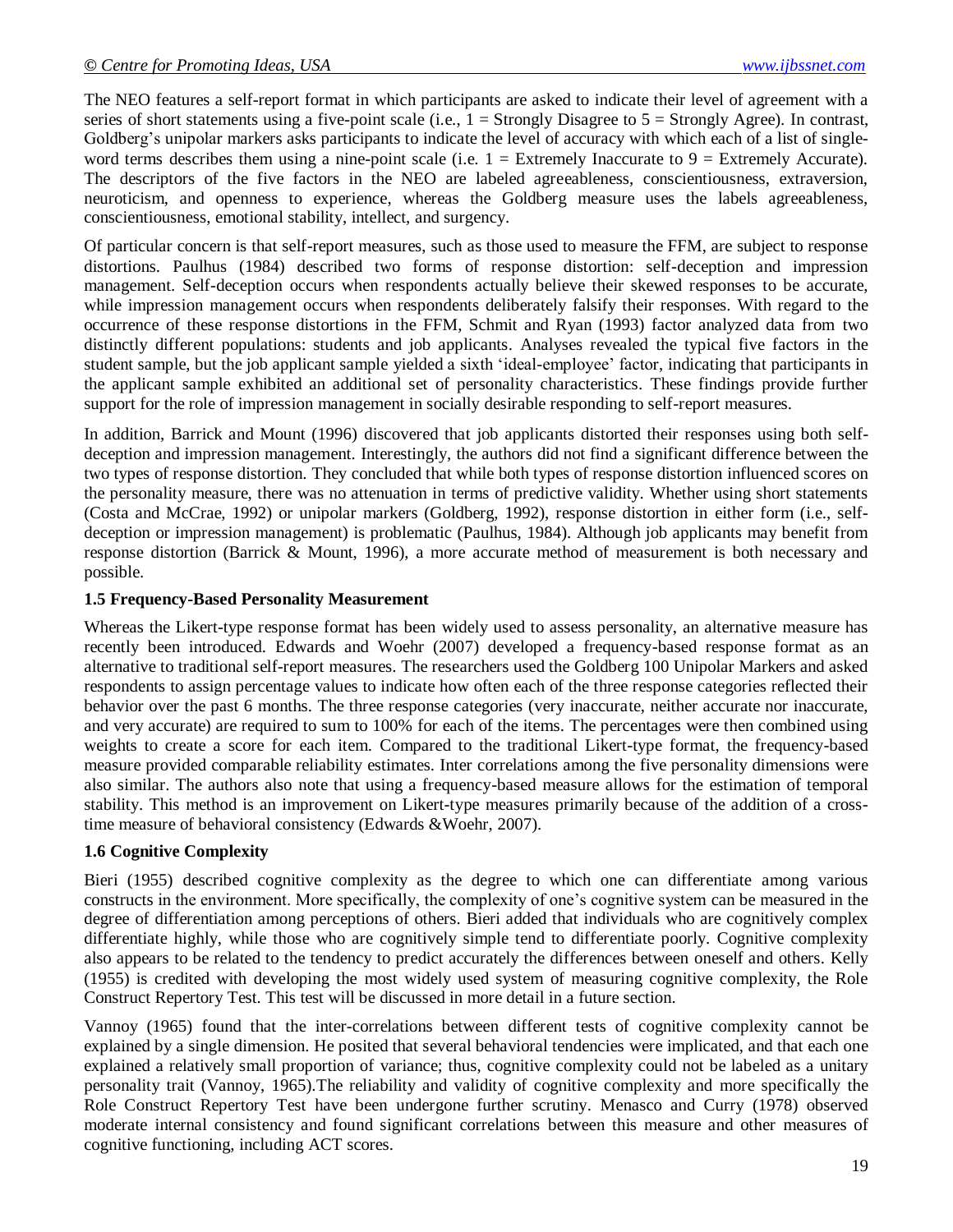The NEO features a self-report format in which participants are asked to indicate their level of agreement with a series of short statements using a five-point scale (i.e., 1 = Strongly Disagree to 5 = Strongly Agree). In contrast, Goldberg's unipolar markers asks participants to indicate the level of accuracy with which each of a list of single-word terms describes them using a nine-point scale (i.e. 1 = Extremely Inaccurate to 9 = Extremely Accurate). The descriptors of the five factors in the NEO are labeled agreeableness, conscientiousness, extraversion, neuroticism, and openness to experience, whereas the Goldberg measure uses the labels agreeableness, conscientiousness, emotional stability, intellect, and surgency.

Of particular concern is that self-report measures, such as those used to measure the FFM, are subject to response distortions. Paulhus (1984) described two forms of response distortion: self-deception and impression management. Self-deception occurs when respondents actually believe their skewed responses to be accurate, while impression management occurs when respondents deliberately falsify their responses. With regard to the occurrence of these response distortions in the FFM, Schmit and Ryan (1993) factor analyzed data from two distinctly different populations: students and job applicants. Analyses revealed the typical five factors in the student sample, but the job applicant sample yielded a sixth 'ideal-employee' factor, indicating that participants in the applicant sample exhibited an additional set of personality characteristics. These findings provide further support for the role of impression management in socially desirable responding to self-report measures.

In addition, Barrick and Mount (1996) discovered that job applicants distorted their responses using both self-deception and impression management. Interestingly, the authors did not find a significant difference between the two types of response distortion. They concluded that while both types of response distortion influenced scores on the personality measure, there was no attenuation in terms of predictive validity. Whether using short statements (Costa and McCrae, 1992) or unipolar markers (Goldberg, 1992), response distortion in either form (i.e., self-deception or impression management) is problematic (Paulhus, 1984). Although job applicants may benefit from response distortion (Barrick & Mount, 1996), a more accurate method of measurement is both necessary and possible.

**1.5 Frequency-Based Personality Measurement**

Whereas the Likert-type response format has been widely used to assess personality, an alternative measure has recently been introduced. Edwards and Woehr (2007) developed a frequency-based response format as an alternative to traditional self-report measures. The researchers used the Goldberg 100 Unipolar Markers and asked respondents to assign percentage values to indicate how often each of the three response categories reflected their behavior over the past 6 months. The three response categories (very inaccurate, neither accurate nor inaccurate, and very accurate) are required to sum to 100% for each of the items. The percentages were then combined using weights to create a score for each item. Compared to the traditional Likert-type format, the frequency-based measure provided comparable reliability estimates. Inter correlations among the five personality dimensions were also similar. The authors also note that using a frequency-based measure allows for the estimation of temporal stability. This method is an improvement on Likert-type measures primarily because of the addition of a cross-time measure of behavioral consistency (Edwards &Woehr, 2007).

**1.6 Cognitive Complexity**

Bieri (1955) described cognitive complexity as the degree to which one can differentiate among various constructs in the environment. More specifically, the complexity of one's cognitive system can be measured in the degree of differentiation among perceptions of others. Bieri added that individuals who are cognitively complex differentiate highly, while those who are cognitively simple tend to differentiate poorly. Cognitive complexity also appears to be related to the tendency to predict accurately the differences between oneself and others. Kelly (1955) is credited with developing the most widely used system of measuring cognitive complexity, the Role Construct Repertory Test. This test will be discussed in more detail in a future section.

Vannoy (1965) found that the inter-correlations between different tests of cognitive complexity cannot be explained by a single dimension. He posited that several behavioral tendencies were implicated, and that each one explained a relatively small proportion of variance; thus, cognitive complexity could not be labeled as a unitary personality trait (Vannoy, 1965).The reliability and validity of cognitive complexity and more specifically the Role Construct Repertory Test have been undergone further scrutiny. Menasco and Curry (1978) observed moderate internal consistency and found significant correlations between this measure and other measures of cognitive functioning, including ACT scores.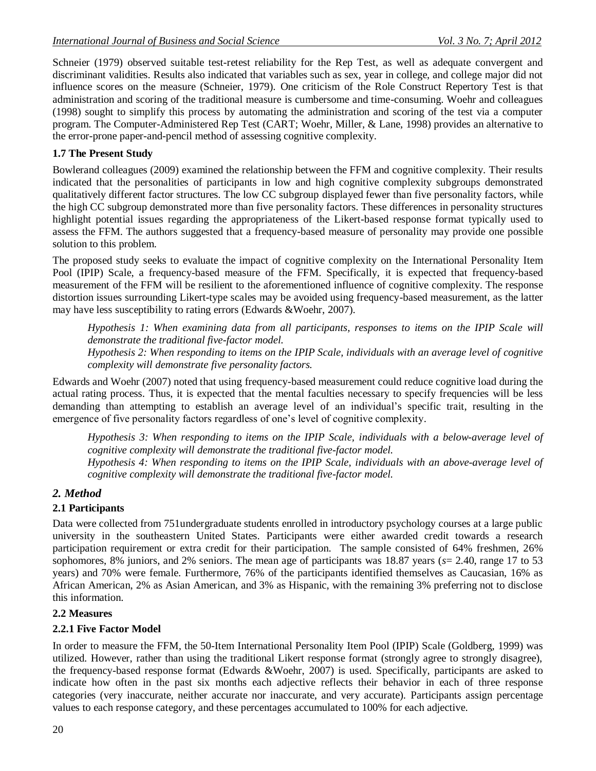Schneier (1979) observed suitable test-retest reliability for the Rep Test, as well as adequate convergent and discriminant validities. Results also indicated that variables such as sex, year in college, and college major did not influence scores on the measure (Schneier, 1979). One criticism of the Role Construct Repertory Test is that administration and scoring of the traditional measure is cumbersome and time-consuming. Woehr and colleagues (1998) sought to simplify this process by automating the administration and scoring of the test via a computer program. The Computer-Administered Rep Test (CART; Woehr, Miller, & Lane, 1998) provides an alternative to the error-prone paper-and-pencil method of assessing cognitive complexity.

### 1.7 The Present Study

Bowlerand colleagues (2009) examined the relationship between the FFM and cognitive complexity. Their results indicated that the personalities of participants in low and high cognitive complexity subgroups demonstrated qualitatively different factor structures. The low CC subgroup displayed fewer than five personality factors, while the high CC subgroup demonstrated more than five personality factors. These differences in personality structures highlight potential issues regarding the appropriateness of the Likert-based response format typically used to assess the FFM. The authors suggested that a frequency-based measure of personality may provide one possible solution to this problem.

The proposed study seeks to evaluate the impact of cognitive complexity on the International Personality Item Pool (IPIP) Scale, a frequency-based measure of the FFM. Specifically, it is expected that frequency-based measurement of the FFM will be resilient to the aforementioned influence of cognitive complexity. The response distortion issues surrounding Likert-type scales may be avoided using frequency-based measurement, as the latter may have less susceptibility to rating errors (Edwards &Woehr, 2007).

> *Hypothesis 1: When examining data from all participants, responses to items on the IPIP Scale will demonstrate the traditional five-factor model.*
>
> *Hypothesis 2: When responding to items on the IPIP Scale, individuals with an average level of cognitive complexity will demonstrate five personality factors.*

Edwards and Woehr (2007) noted that using frequency-based measurement could reduce cognitive load during the actual rating process. Thus, it is expected that the mental faculties necessary to specify frequencies will be less demanding than attempting to establish an average level of an individual's specific trait, resulting in the emergence of five personality factors regardless of one's level of cognitive complexity.

> *Hypothesis 3: When responding to items on the IPIP Scale, individuals with a below-average level of cognitive complexity will demonstrate the traditional five-factor model.*
>
> *Hypothesis 4: When responding to items on the IPIP Scale, individuals with an above-average level of cognitive complexity will demonstrate the traditional five-factor model.*

## *2. Method*

### 2.1 Participants

Data were collected from 751undergraduate students enrolled in introductory psychology courses at a large public university in the southeastern United States. Participants were either awarded credit towards a research participation requirement or extra credit for their participation. The sample consisted of 64% freshmen, 26% sophomores, 8% juniors, and 2% seniors. The mean age of participants was 18.87 years ($s$= 2.40, range 17 to 53 years) and 70% were female. Furthermore, 76% of the participants identified themselves as Caucasian, 16% as African American, 2% as Asian American, and 3% as Hispanic, with the remaining 3% preferring not to disclose this information.

### 2.2 Measures

#### 2.2.1 Five Factor Model

In order to measure the FFM, the 50-Item International Personality Item Pool (IPIP) Scale (Goldberg, 1999) was utilized. However, rather than using the traditional Likert response format (strongly agree to strongly disagree), the frequency-based response format (Edwards &Woehr, 2007) is used. Specifically, participants are asked to indicate how often in the past six months each adjective reflects their behavior in each of three response categories (very inaccurate, neither accurate nor inaccurate, and very accurate). Participants assign percentage values to each response category, and these percentages accumulated to 100% for each adjective.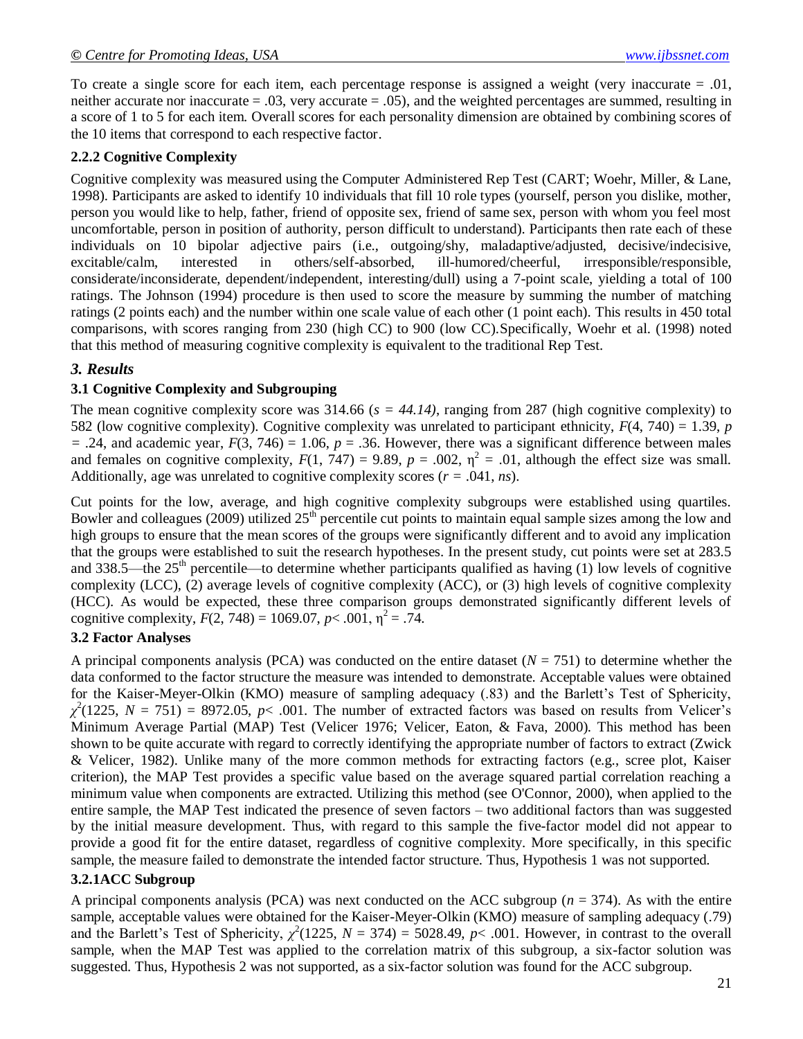To create a single score for each item, each percentage response is assigned a weight (very inaccurate = .01, neither accurate nor inaccurate = .03, very accurate = .05), and the weighted percentages are summed, resulting in a score of 1 to 5 for each item. Overall scores for each personality dimension are obtained by combining scores of the 10 items that correspond to each respective factor.

### 2.2.2 Cognitive Complexity

Cognitive complexity was measured using the Computer Administered Rep Test (CART; Woehr, Miller, & Lane, 1998). Participants are asked to identify 10 individuals that fill 10 role types (yourself, person you dislike, mother, person you would like to help, father, friend of opposite sex, friend of same sex, person with whom you feel most uncomfortable, person in position of authority, person difficult to understand). Participants then rate each of these individuals on 10 bipolar adjective pairs (i.e., outgoing/shy, maladaptive/adjusted, decisive/indecisive, excitable/calm, interested in others/self-absorbed, ill-humored/cheerful, irresponsible/responsible, considerate/inconsiderate, dependent/independent, interesting/dull) using a 7-point scale, yielding a total of 100 ratings. The Johnson (1994) procedure is then used to score the measure by summing the number of matching ratings (2 points each) and the number within one scale value of each other (1 point each). This results in 450 total comparisons, with scores ranging from 230 (high CC) to 900 (low CC).Specifically, Woehr et al. (1998) noted that this method of measuring cognitive complexity is equivalent to the traditional Rep Test.

## *3. Results*

### 3.1 Cognitive Complexity and Subgrouping

The mean cognitive complexity score was 314.66 ($s = 44.14$), ranging from 287 (high cognitive complexity) to 582 (low cognitive complexity). Cognitive complexity was unrelated to participant ethnicity, $F(4, 740) = 1.39$, $p = .24$, and academic year, $F(3, 746) = 1.06$, $p = .36$. However, there was a significant difference between males and females on cognitive complexity, $F(1, 747) = 9.89$, $p = .002$, $\eta^2 = .01$, although the effect size was small. Additionally, age was unrelated to cognitive complexity scores ($r = .041$, *ns*).

Cut points for the low, average, and high cognitive complexity subgroups were established using quartiles. Bowler and colleagues (2009) utilized 25th percentile cut points to maintain equal sample sizes among the low and high groups to ensure that the mean scores of the groups were significantly different and to avoid any implication that the groups were established to suit the research hypotheses. In the present study, cut points were set at 283.5 and 338.5—the 25th percentile—to determine whether participants qualified as having (1) low levels of cognitive complexity (LCC), (2) average levels of cognitive complexity (ACC), or (3) high levels of cognitive complexity (HCC). As would be expected, these three comparison groups demonstrated significantly different levels of cognitive complexity, $F(2, 748) = 1069.07$, $p < .001$, $\eta^2 = .74$.

### 3.2 Factor Analyses

A principal components analysis (PCA) was conducted on the entire dataset ($N = 751$) to determine whether the data conformed to the factor structure the measure was intended to demonstrate. Acceptable values were obtained for the Kaiser-Meyer-Olkin (KMO) measure of sampling adequacy (.83) and the Barlett's Test of Sphericity, $\chi^2(1225, N = 751) = 8972.05$, $p < .001$. The number of extracted factors was based on results from Velicer's Minimum Average Partial (MAP) Test (Velicer 1976; Velicer, Eaton, & Fava, 2000). This method has been shown to be quite accurate with regard to correctly identifying the appropriate number of factors to extract (Zwick & Velicer, 1982). Unlike many of the more common methods for extracting factors (e.g., scree plot, Kaiser criterion), the MAP Test provides a specific value based on the average squared partial correlation reaching a minimum value when components are extracted. Utilizing this method (see O'Connor, 2000), when applied to the entire sample, the MAP Test indicated the presence of seven factors – two additional factors than was suggested by the initial measure development. Thus, with regard to this sample the five-factor model did not appear to provide a good fit for the entire dataset, regardless of cognitive complexity. More specifically, in this specific sample, the measure failed to demonstrate the intended factor structure. Thus, Hypothesis 1 was not supported.

### 3.2.1ACC Subgroup

A principal components analysis (PCA) was next conducted on the ACC subgroup ($n = 374$). As with the entire sample, acceptable values were obtained for the Kaiser-Meyer-Olkin (KMO) measure of sampling adequacy (.79) and the Barlett's Test of Sphericity, $\chi^2(1225, N = 374) = 5028.49$, $p < .001$. However, in contrast to the overall sample, when the MAP Test was applied to the correlation matrix of this subgroup, a six-factor solution was suggested. Thus, Hypothesis 2 was not supported, as a six-factor solution was found for the ACC subgroup.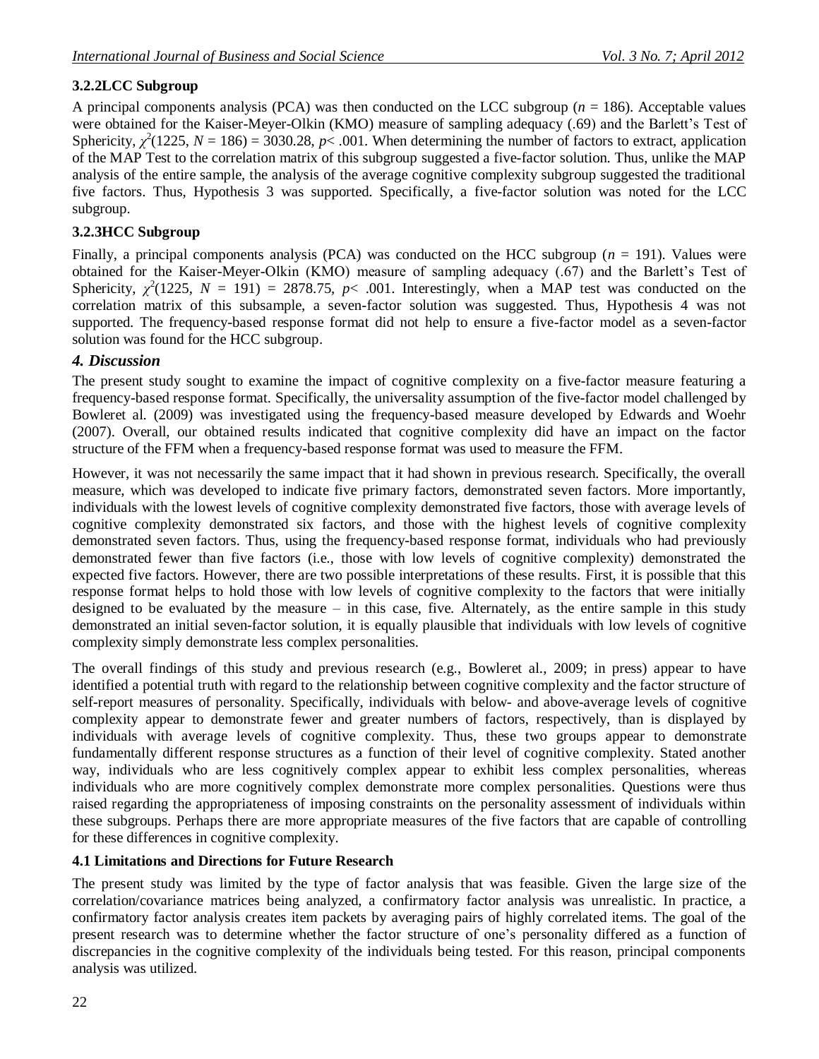### 3.2.2LCC Subgroup

A principal components analysis (PCA) was then conducted on the LCC subgroup ($n$ = 186). Acceptable values were obtained for the Kaiser-Meyer-Olkin (KMO) measure of sampling adequacy (.69) and the Barlett's Test of Sphericity, $\chi^2(1225, N = 186) = 3030.28$, $p < .001$. When determining the number of factors to extract, application of the MAP Test to the correlation matrix of this subgroup suggested a five-factor solution. Thus, unlike the MAP analysis of the entire sample, the analysis of the average cognitive complexity subgroup suggested the traditional five factors. Thus, Hypothesis 3 was supported. Specifically, a five-factor solution was noted for the LCC subgroup.

### 3.2.3HCC Subgroup

Finally, a principal components analysis (PCA) was conducted on the HCC subgroup ($n$ = 191). Values were obtained for the Kaiser-Meyer-Olkin (KMO) measure of sampling adequacy (.67) and the Barlett's Test of Sphericity, $\chi^2(1225, N = 191) = 2878.75$, $p < .001$. Interestingly, when a MAP test was conducted on the correlation matrix of this subsample, a seven-factor solution was suggested. Thus, Hypothesis 4 was not supported. The frequency-based response format did not help to ensure a five-factor model as a seven-factor solution was found for the HCC subgroup.

## *4. Discussion*

The present study sought to examine the impact of cognitive complexity on a five-factor measure featuring a frequency-based response format. Specifically, the universality assumption of the five-factor model challenged by Bowleret al. (2009) was investigated using the frequency-based measure developed by Edwards and Woehr (2007). Overall, our obtained results indicated that cognitive complexity did have an impact on the factor structure of the FFM when a frequency-based response format was used to measure the FFM.

However, it was not necessarily the same impact that it had shown in previous research. Specifically, the overall measure, which was developed to indicate five primary factors, demonstrated seven factors. More importantly, individuals with the lowest levels of cognitive complexity demonstrated five factors, those with average levels of cognitive complexity demonstrated six factors, and those with the highest levels of cognitive complexity demonstrated seven factors. Thus, using the frequency-based response format, individuals who had previously demonstrated fewer than five factors (i.e., those with low levels of cognitive complexity) demonstrated the expected five factors. However, there are two possible interpretations of these results. First, it is possible that this response format helps to hold those with low levels of cognitive complexity to the factors that were initially designed to be evaluated by the measure – in this case, five. Alternately, as the entire sample in this study demonstrated an initial seven-factor solution, it is equally plausible that individuals with low levels of cognitive complexity simply demonstrate less complex personalities.

The overall findings of this study and previous research (e.g., Bowleret al., 2009; in press) appear to have identified a potential truth with regard to the relationship between cognitive complexity and the factor structure of self-report measures of personality. Specifically, individuals with below- and above-average levels of cognitive complexity appear to demonstrate fewer and greater numbers of factors, respectively, than is displayed by individuals with average levels of cognitive complexity. Thus, these two groups appear to demonstrate fundamentally different response structures as a function of their level of cognitive complexity. Stated another way, individuals who are less cognitively complex appear to exhibit less complex personalities, whereas individuals who are more cognitively complex demonstrate more complex personalities. Questions were thus raised regarding the appropriateness of imposing constraints on the personality assessment of individuals within these subgroups. Perhaps there are more appropriate measures of the five factors that are capable of controlling for these differences in cognitive complexity.

### 4.1 Limitations and Directions for Future Research

The present study was limited by the type of factor analysis that was feasible. Given the large size of the correlation/covariance matrices being analyzed, a confirmatory factor analysis was unrealistic. In practice, a confirmatory factor analysis creates item packets by averaging pairs of highly correlated items. The goal of the present research was to determine whether the factor structure of one's personality differed as a function of discrepancies in the cognitive complexity of the individuals being tested. For this reason, principal components analysis was utilized.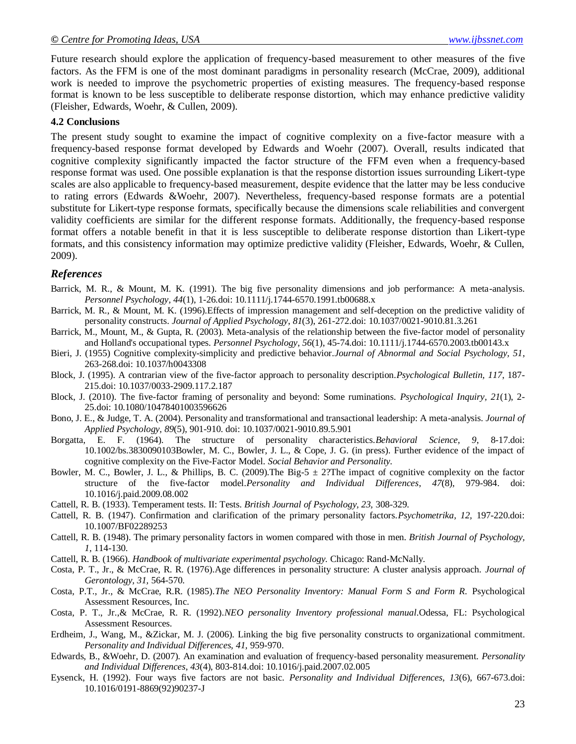Future research should explore the application of frequency-based measurement to other measures of the five factors. As the FFM is one of the most dominant paradigms in personality research (McCrae, 2009), additional work is needed to improve the psychometric properties of existing measures. The frequency-based response format is known to be less susceptible to deliberate response distortion, which may enhance predictive validity (Fleisher, Edwards, Woehr, & Cullen, 2009).

### 4.2 Conclusions

The present study sought to examine the impact of cognitive complexity on a five-factor measure with a frequency-based response format developed by Edwards and Woehr (2007). Overall, results indicated that cognitive complexity significantly impacted the factor structure of the FFM even when a frequency-based response format was used. One possible explanation is that the response distortion issues surrounding Likert-type scales are also applicable to frequency-based measurement, despite evidence that the latter may be less conducive to rating errors (Edwards &Woehr, 2007). Nevertheless, frequency-based response formats are a potential substitute for Likert-type response formats, specifically because the dimensions scale reliabilities and convergent validity coefficients are similar for the different response formats. Additionally, the frequency-based response format offers a notable benefit in that it is less susceptible to deliberate response distortion than Likert-type formats, and this consistency information may optimize predictive validity (Fleisher, Edwards, Woehr, & Cullen, 2009).

## *References*

Barrick, M. R., & Mount, M. K. (1991). The big five personality dimensions and job performance: A meta-analysis. *Personnel Psychology, 44*(1), 1-26.doi: 10.1111/j.1744-6570.1991.tb00688.x

Barrick, M. R., & Mount, M. K. (1996).Effects of impression management and self-deception on the predictive validity of personality constructs. *Journal of Applied Psychology*, *81*(3), 261-272.doi: 10.1037/0021-9010.81.3.261

Barrick, M., Mount, M., & Gupta, R. (2003). Meta-analysis of the relationship between the five-factor model of personality and Holland's occupational types. *Personnel Psychology*, *56*(1), 45-74.doi: 10.1111/j.1744-6570.2003.tb00143.x

Bieri, J. (1955) Cognitive complexity-simplicity and predictive behavior.*Journal of Abnormal and Social Psychology, 51*, 263-268.doi: 10.1037/h0043308

Block, J. (1995). A contrarian view of the five-factor approach to personality description.*Psychological Bulletin, 117*, 187-215.doi: 10.1037/0033-2909.117.2.187

Block, J. (2010). The five-factor framing of personality and beyond: Some ruminations. *Psychological Inquiry, 21*(1), 2-25.doi: 10.1080/10478401003596626

Bono, J. E., & Judge, T. A. (2004). Personality and transformational and transactional leadership: A meta-analysis. *Journal of Applied Psychology, 89*(5), 901-910. doi: 10.1037/0021-9010.89.5.901

Borgatta, E. F. (1964). The structure of personality characteristics.*Behavioral Science, 9*, 8-17.doi: 10.1002/bs.3830090103Bowler, M. C., Bowler, J. L., & Cope, J. G. (in press). Further evidence of the impact of cognitive complexity on the Five-Factor Model. *Social Behavior and Personality.*

Bowler, M. C., Bowler, J. L., & Phillips, B. C. (2009).The Big-5 ± 2?The impact of cognitive complexity on the factor structure of the five-factor model.*Personality and Individual Differences*, *47*(8), 979-984. doi: 10.1016/j.paid.2009.08.002

Cattell, R. B. (1933). Temperament tests. II: Tests. *British Journal of Psychology, 23,* 308-329.

Cattell, R. B. (1947). Confirmation and clarification of the primary personality factors.*Psychometrika, 12,* 197-220.doi: 10.1007/BF02289253

Cattell, R. B. (1948). The primary personality factors in women compared with those in men. *British Journal of Psychology, 1,* 114-130.

Cattell, R. B. (1966). *Handbook of multivariate experimental psychology.* Chicago: Rand-McNally.

Costa, P. T., Jr., & McCrae, R. R. (1976).Age differences in personality structure: A cluster analysis approach. *Journal of Gerontology, 31,* 564-570.

Costa, P.T., Jr., & McCrae, R.R. (1985).*The NEO Personality Inventory: Manual Form S and Form R*. Psychological Assessment Resources, Inc.

Costa, P. T., Jr.,& McCrae, R. R. (1992).*NEO personality Inventory professional manual*.Odessa, FL: Psychological Assessment Resources.

Erdheim, J., Wang, M., &Zickar, M. J. (2006). Linking the big five personality constructs to organizational commitment. *Personality and Individual Differences, 41,* 959-970.

Edwards, B., &Woehr, D. (2007). An examination and evaluation of frequency-based personality measurement. *Personality and Individual Differences*, *43*(4), 803-814.doi: 10.1016/j.paid.2007.02.005

Eysenck, H. (1992). Four ways five factors are not basic. *Personality and Individual Differences*, *13*(6), 667-673.doi: 10.1016/0191-8869(92)90237-J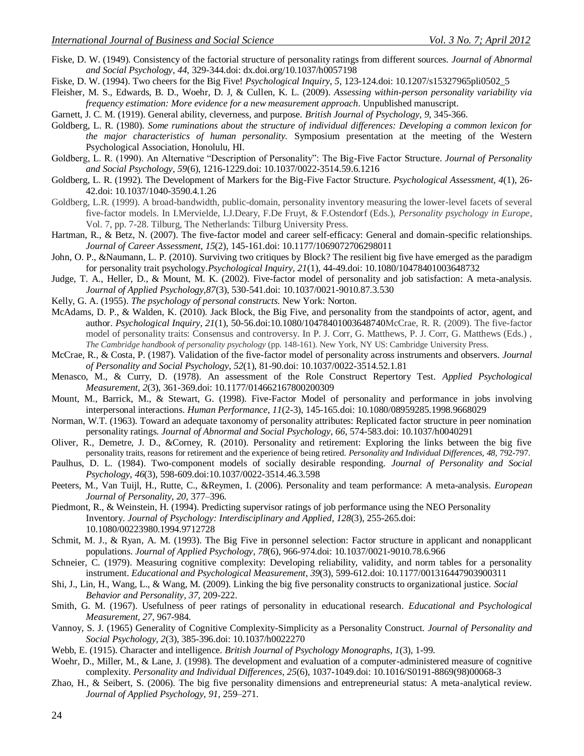Fiske, D. W. (1949). Consistency of the factorial structure of personality ratings from different sources. *Journal of Abnormal and Social Psychology, 44*, 329-344.doi: dx.doi.org/10.1037/h0057198

Fiske, D. W. (1994). Two cheers for the Big Five! *Psychological Inquiry, 5*, 123-124.doi: 10.1207/s15327965pli0502_5

Fleisher, M. S., Edwards, B. D., Woehr, D. J, & Cullen, K. L. (2009). *Assessing within-person personality variability via frequency estimation: More evidence for a new measurement approach.* Unpublished manuscript.

Garnett, J. C. M. (1919). General ability, cleverness, and purpose. *British Journal of Psychology, 9*, 345-366.

Goldberg, L. R. (1980). *Some ruminations about the structure of individual differences: Developing a common lexicon for the major characteristics of human personality.* Symposium presentation at the meeting of the Western Psychological Association, Honolulu, HI.

Goldberg, L. R. (1990). An Alternative "Description of Personality": The Big-Five Factor Structure. *Journal of Personality and Social Psychology, 59*(6), 1216-1229.doi: 10.1037/0022-3514.59.6.1216

Goldberg, L. R. (1992). The Development of Markers for the Big-Five Factor Structure. *Psychological Assessment, 4*(1), 26-42.doi: 10.1037/1040-3590.4.1.26

Goldberg, L.R. (1999). A broad-bandwidth, public-domain, personality inventory measuring the lower-level facets of several five-factor models. In I.Mervielde, I.J.Deary, F.De Fruyt, & F.Ostendorf (Eds.), *Personality psychology in Europe*, Vol. 7, pp. 7-28. Tilburg, The Netherlands: Tilburg University Press.

Hartman, R., & Betz, N. (2007). The five-factor model and career self-efficacy: General and domain-specific relationships. *Journal of Career Assessment, 15*(2), 145-161.doi: 10.1177/1069072706298011

John, O. P., &Naumann, L. P. (2010). Surviving two critiques by Block? The resilient big five have emerged as the paradigm for personality trait psychology.*Psychological Inquiry, 21*(1), 44-49.doi: 10.1080/10478401003648732

Judge, T. A., Heller, D., & Mount, M. K. (2002). Five-factor model of personality and job satisfaction: A meta-analysis. *Journal of Applied Psychology,87*(3), 530-541.doi: 10.1037/0021-9010.87.3.530

Kelly, G. A. (1955). *The psychology of personal constructs.* New York: Norton.

McAdams, D. P., & Walden, K. (2010). Jack Block, the Big Five, and personality from the standpoints of actor, agent, and author. *Psychological Inquiry, 21*(1), 50-56.doi:10.1080/10478401003648740McCrae, R. R. (2009). The five-factor model of personality traits: Consensus and controversy. In P. J. Corr, G. Matthews, P. J. Corr, G. Matthews (Eds.) , *The Cambridge handbook of personality psychology* (pp. 148-161). New York, NY US: Cambridge University Press.

McCrae, R., & Costa, P. (1987). Validation of the five-factor model of personality across instruments and observers. *Journal of Personality and Social Psychology, 52*(1), 81-90.doi: 10.1037/0022-3514.52.1.81

Menasco, M., & Curry, D. (1978). An assessment of the Role Construct Repertory Test. *Applied Psychological Measurement, 2*(3), 361-369.doi: 10.1177/014662167800200309

Mount, M., Barrick, M., & Stewart, G. (1998). Five-Factor Model of personality and performance in jobs involving interpersonal interactions. *Human Performance, 11*(2-3), 145-165.doi: 10.1080/08959285.1998.9668029

Norman, W.T. (1963). Toward an adequate taxonomy of personality attributes: Replicated factor structure in peer nomination personality ratings. *Journal of Abnormal and Social Psychology, 66*, 574-583.doi: 10.1037/h0040291

Oliver, R., Demetre, J. D., &Corney, R. (2010). Personality and retirement: Exploring the links between the big five personality traits, reasons for retirement and the experience of being retired. *Personality and Individual Differences, 48*, 792-797.

Paulhus, D. L. (1984). Two-component models of socially desirable responding. *Journal of Personality and Social Psychology, 46*(3), 598-609.doi:10.1037/0022-3514.46.3.598

Peeters, M., Van Tuijl, H., Rutte, C., &Reymen, I. (2006). Personality and team performance: A meta-analysis. *European Journal of Personality, 20*, 377–396.

Piedmont, R., & Weinstein, H. (1994). Predicting supervisor ratings of job performance using the NEO Personality Inventory. *Journal of Psychology: Interdisciplinary and Applied, 128*(3), 255-265.doi: 10.1080/00223980.1994.9712728

Schmit, M. J., & Ryan, A. M. (1993). The Big Five in personnel selection: Factor structure in applicant and nonapplicant populations. *Journal of Applied Psychology, 78*(6), 966-974.doi: 10.1037/0021-9010.78.6.966

Schneier, C. (1979). Measuring cognitive complexity: Developing reliability, validity, and norm tables for a personality instrument. *Educational and Psychological Measurement, 39*(3), 599-612.doi: 10.1177/001316447903900311

Shi, J., Lin, H., Wang, L., & Wang, M. (2009). Linking the big five personality constructs to organizational justice. *Social Behavior and Personality, 37*, 209-222.

Smith, G. M. (1967). Usefulness of peer ratings of personality in educational research. *Educational and Psychological Measurement, 27*, 967-984.

Vannoy, S. J. (1965) Generality of Cognitive Complexity-Simplicity as a Personality Construct. *Journal of Personality and Social Psychology, 2*(3), 385-396.doi: 10.1037/h0022270

Webb, E. (1915). Character and intelligence. *British Journal of Psychology Monographs, 1*(3), 1-99.

Woehr, D., Miller, M., & Lane, J. (1998). The development and evaluation of a computer-administered measure of cognitive complexity. *Personality and Individual Differences, 25*(6), 1037-1049.doi: 10.1016/S0191-8869(98)00068-3

Zhao, H., & Seibert, S. (2006). The big five personality dimensions and entrepreneurial status: A meta-analytical review. *Journal of Applied Psychology, 91*, 259–271.